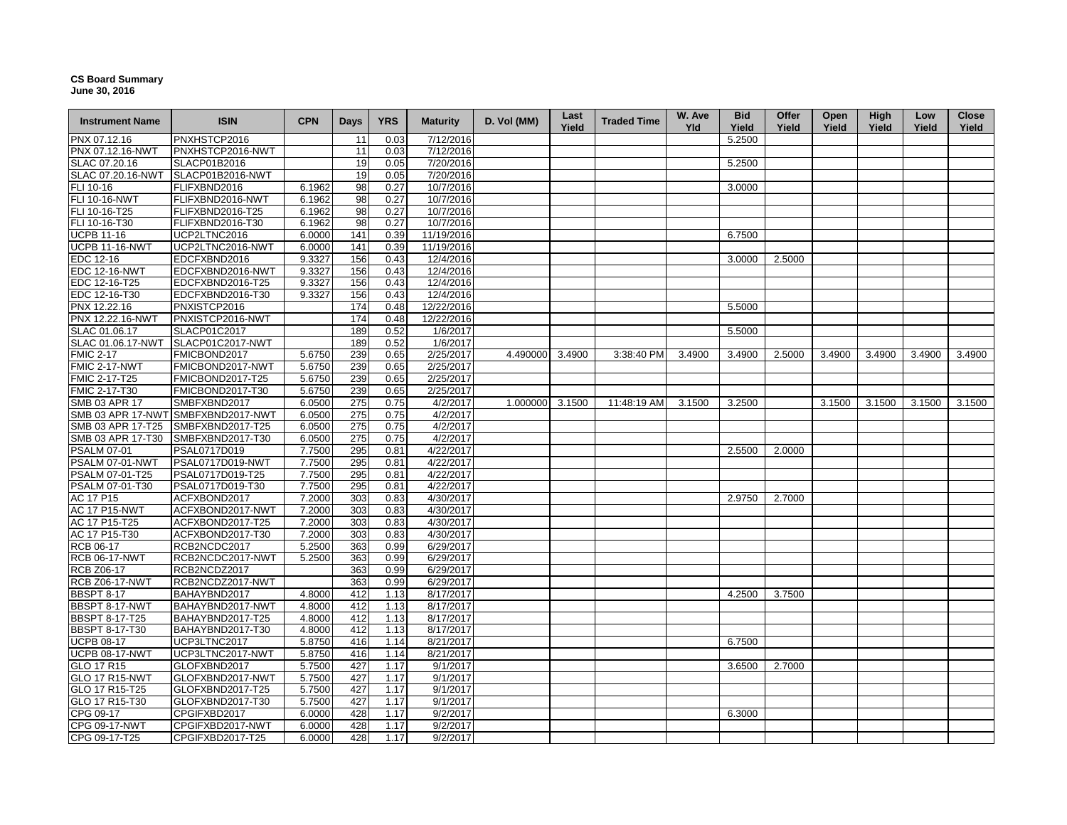**CS Board Summary**
**June 30, 2016**

| Instrument Name | ISIN | CPN | Days | YRS | Maturity | D. Vol (MM) | Last Yield | Traded Time | W. Ave Yld | Bid Yield | Offer Yield | Open Yield | High Yield | Low Yield | Close Yield |
|---|---|---|---|---|---|---|---|---|---|---|---|---|---|---|---|
| PNX 07.12.16 | PNXHSTCP2016 | | 11 | 0.03 | 7/12/2016 | | | | | 5.2500 | | | | | |
| PNX 07.12.16-NWT | PNXHSTCP2016-NWT | | 11 | 0.03 | 7/12/2016 | | | | | | | | | | |
| SLAC 07.20.16 | SLACP01B2016 | | 19 | 0.05 | 7/20/2016 | | | | | 5.2500 | | | | | |
| SLAC 07.20.16-NWT | SLACP01B2016-NWT | | 19 | 0.05 | 7/20/2016 | | | | | | | | | | |
| FLI 10-16 | FLIFXBND2016 | 6.1962 | 98 | 0.27 | 10/7/2016 | | | | | 3.0000 | | | | | |
| FLI 10-16-NWT | FLIFXBND2016-NWT | 6.1962 | 98 | 0.27 | 10/7/2016 | | | | | | | | | | |
| FLI 10-16-T25 | FLIFXBND2016-T25 | 6.1962 | 98 | 0.27 | 10/7/2016 | | | | | | | | | | |
| FLI 10-16-T30 | FLIFXBND2016-T30 | 6.1962 | 98 | 0.27 | 10/7/2016 | | | | | | | | | | |
| UCPB 11-16 | UCP2LTNC2016 | 6.0000 | 141 | 0.39 | 11/19/2016 | | | | | 6.7500 | | | | | |
| UCPB 11-16-NWT | UCP2LTNC2016-NWT | 6.0000 | 141 | 0.39 | 11/19/2016 | | | | | | | | | | |
| EDC 12-16 | EDCFXBND2016 | 9.3327 | 156 | 0.43 | 12/4/2016 | | | | | 3.0000 | 2.5000 | | | | |
| EDC 12-16-NWT | EDCFXBND2016-NWT | 9.3327 | 156 | 0.43 | 12/4/2016 | | | | | | | | | | |
| EDC 12-16-T25 | EDCFXBND2016-T25 | 9.3327 | 156 | 0.43 | 12/4/2016 | | | | | | | | | | |
| EDC 12-16-T30 | EDCFXBND2016-T30 | 9.3327 | 156 | 0.43 | 12/4/2016 | | | | | | | | | | |
| PNX 12.22.16 | PNXISTCP2016 | | 174 | 0.48 | 12/22/2016 | | | | | 5.5000 | | | | | |
| PNX 12.22.16-NWT | PNXISTCP2016-NWT | | 174 | 0.48 | 12/22/2016 | | | | | | | | | | |
| SLAC 01.06.17 | SLACP01C2017 | | 189 | 0.52 | 1/6/2017 | | | | | 5.5000 | | | | | |
| SLAC 01.06.17-NWT | SLACP01C2017-NWT | | 189 | 0.52 | 1/6/2017 | | | | | | | | | | |
| FMIC 2-17 | FMICBOND2017 | 5.6750 | 239 | 0.65 | 2/25/2017 | 4.490000 | 3.4900 | 3:38:40 PM | 3.4900 | 3.4900 | 2.5000 | 3.4900 | 3.4900 | 3.4900 | 3.4900 |
| FMIC 2-17-NWT | FMICBOND2017-NWT | 5.6750 | 239 | 0.65 | 2/25/2017 | | | | | | | | | | |
| FMIC 2-17-T25 | FMICBOND2017-T25 | 5.6750 | 239 | 0.65 | 2/25/2017 | | | | | | | | | | |
| FMIC 2-17-T30 | FMICBOND2017-T30 | 5.6750 | 239 | 0.65 | 2/25/2017 | | | | | | | | | | |
| SMB 03 APR 17 | SMBFXBND2017 | 6.0500 | 275 | 0.75 | 4/2/2017 | 1.000000 | 3.1500 | 11:48:19 AM | 3.1500 | 3.2500 | | 3.1500 | 3.1500 | 3.1500 | 3.1500 |
| SMB 03 APR 17-NWT | SMBFXBND2017-NWT | 6.0500 | 275 | 0.75 | 4/2/2017 | | | | | | | | | | |
| SMB 03 APR 17-T25 | SMBFXBND2017-T25 | 6.0500 | 275 | 0.75 | 4/2/2017 | | | | | | | | | | |
| SMB 03 APR 17-T30 | SMBFXBND2017-T30 | 6.0500 | 275 | 0.75 | 4/2/2017 | | | | | | | | | | |
| PSALM 07-01 | PSAL0717D019 | 7.7500 | 295 | 0.81 | 4/22/2017 | | | | | 2.5500 | 2.0000 | | | | |
| PSALM 07-01-NWT | PSAL0717D019-NWT | 7.7500 | 295 | 0.81 | 4/22/2017 | | | | | | | | | | |
| PSALM 07-01-T25 | PSAL0717D019-T25 | 7.7500 | 295 | 0.81 | 4/22/2017 | | | | | | | | | | |
| PSALM 07-01-T30 | PSAL0717D019-T30 | 7.7500 | 295 | 0.81 | 4/22/2017 | | | | | | | | | | |
| AC 17 P15 | ACFXBOND2017 | 7.2000 | 303 | 0.83 | 4/30/2017 | | | | | 2.9750 | 2.7000 | | | | |
| AC 17 P15-NWT | ACFXBOND2017-NWT | 7.2000 | 303 | 0.83 | 4/30/2017 | | | | | | | | | | |
| AC 17 P15-T25 | ACFXBOND2017-T25 | 7.2000 | 303 | 0.83 | 4/30/2017 | | | | | | | | | | |
| AC 17 P15-T30 | ACFXBOND2017-T30 | 7.2000 | 303 | 0.83 | 4/30/2017 | | | | | | | | | | |
| RCB 06-17 | RCB2NCDC2017 | 5.2500 | 363 | 0.99 | 6/29/2017 | | | | | | | | | | |
| RCB 06-17-NWT | RCB2NCDC2017-NWT | 5.2500 | 363 | 0.99 | 6/29/2017 | | | | | | | | | | |
| RCB Z06-17 | RCB2NCDZ2017 | | 363 | 0.99 | 6/29/2017 | | | | | | | | | | |
| RCB Z06-17-NWT | RCB2NCDZ2017-NWT | | 363 | 0.99 | 6/29/2017 | | | | | | | | | | |
| BBSPT 8-17 | BAHAYBND2017 | 4.8000 | 412 | 1.13 | 8/17/2017 | | | | | 4.2500 | 3.7500 | | | | |
| BBSPT 8-17-NWT | BAHAYBND2017-NWT | 4.8000 | 412 | 1.13 | 8/17/2017 | | | | | | | | | | |
| BBSPT 8-17-T25 | BAHAYBND2017-T25 | 4.8000 | 412 | 1.13 | 8/17/2017 | | | | | | | | | | |
| BBSPT 8-17-T30 | BAHAYBND2017-T30 | 4.8000 | 412 | 1.13 | 8/17/2017 | | | | | | | | | | |
| UCPB 08-17 | UCP3LTNC2017 | 5.8750 | 416 | 1.14 | 8/21/2017 | | | | | 6.7500 | | | | | |
| UCPB 08-17-NWT | UCP3LTNC2017-NWT | 5.8750 | 416 | 1.14 | 8/21/2017 | | | | | | | | | | |
| GLO 17 R15 | GLOFXBND2017 | 5.7500 | 427 | 1.17 | 9/1/2017 | | | | | 3.6500 | 2.7000 | | | | |
| GLO 17 R15-NWT | GLOFXBND2017-NWT | 5.7500 | 427 | 1.17 | 9/1/2017 | | | | | | | | | | |
| GLO 17 R15-T25 | GLOFXBND2017-T25 | 5.7500 | 427 | 1.17 | 9/1/2017 | | | | | | | | | | |
| GLO 17 R15-T30 | GLOFXBND2017-T30 | 5.7500 | 427 | 1.17 | 9/1/2017 | | | | | | | | | | |
| CPG 09-17 | CPGIFXBD2017 | 6.0000 | 428 | 1.17 | 9/2/2017 | | | | | 6.3000 | | | | | |
| CPG 09-17-NWT | CPGIFXBD2017-NWT | 6.0000 | 428 | 1.17 | 9/2/2017 | | | | | | | | | | |
| CPG 09-17-T25 | CPGIFXBD2017-T25 | 6.0000 | 428 | 1.17 | 9/2/2017 | | | | | | | | | | |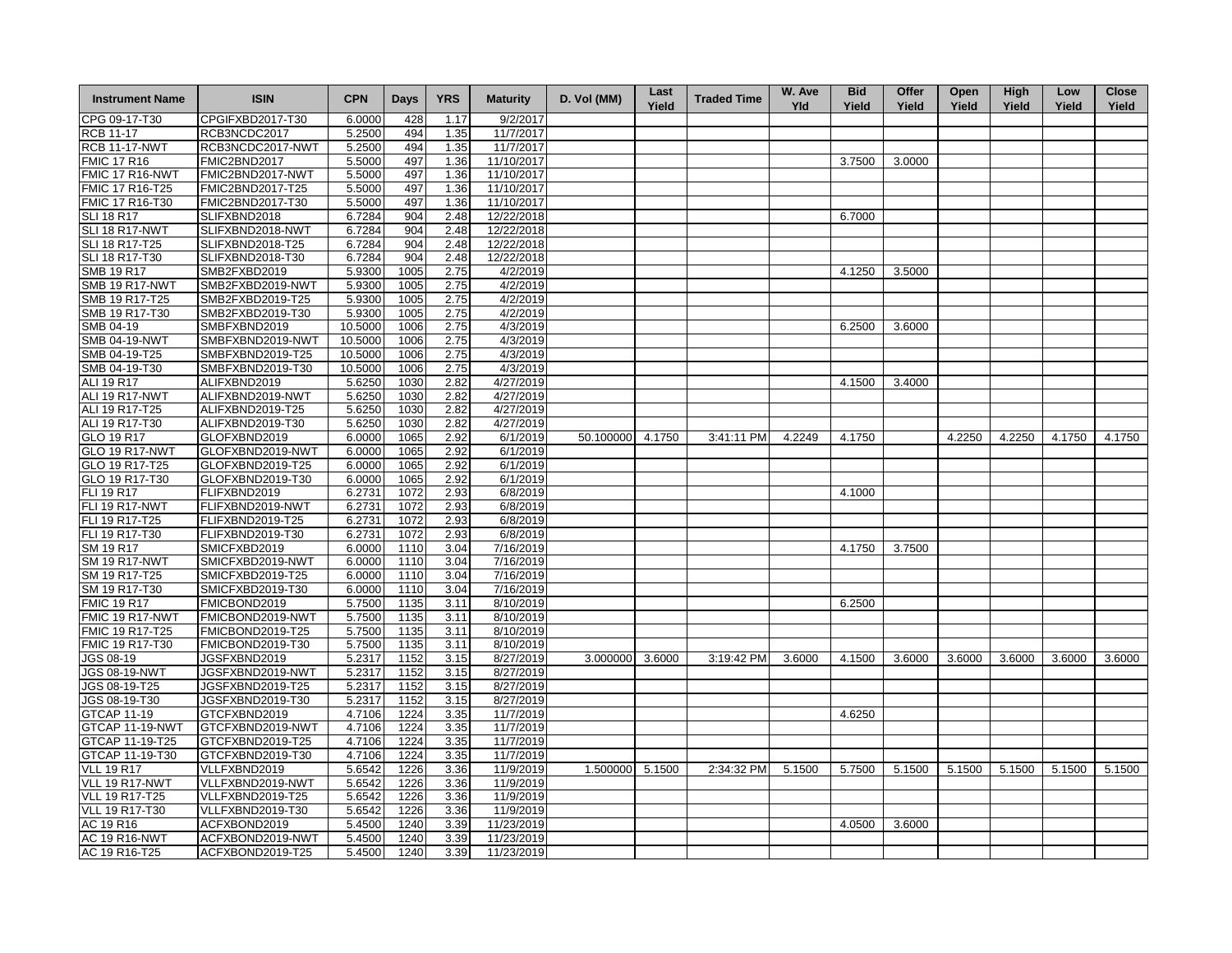| Instrument Name | ISIN | CPN | Days | YRS | Maturity | D. Vol (MM) | Last Yield | Traded Time | W. Ave Yld | Bid Yield | Offer Yield | Open Yield | High Yield | Low Yield | Close Yield |
|---|---|---|---|---|---|---|---|---|---|---|---|---|---|---|---|
| CPG 09-17-T30 | CPGIFXBD2017-T30 | 6.0000 | 428 | 1.17 | 9/2/2017 | | | | | | | | | | |
| RCB 11-17 | RCB3NCDC2017 | 5.2500 | 494 | 1.35 | 11/7/2017 | | | | | | | | | | |
| RCB 11-17-NWT | RCB3NCDC2017-NWT | 5.2500 | 494 | 1.35 | 11/7/2017 | | | | | | | | | | |
| FMIC 17 R16 | FMIC2BND2017 | 5.5000 | 497 | 1.36 | 11/10/2017 | | | | | 3.7500 | 3.0000 | | | | |
| FMIC 17 R16-NWT | FMIC2BND2017-NWT | 5.5000 | 497 | 1.36 | 11/10/2017 | | | | | | | | | | |
| FMIC 17 R16-T25 | FMIC2BND2017-T25 | 5.5000 | 497 | 1.36 | 11/10/2017 | | | | | | | | | | |
| FMIC 17 R16-T30 | FMIC2BND2017-T30 | 5.5000 | 497 | 1.36 | 11/10/2017 | | | | | | | | | | |
| SLI 18 R17 | SLIFXBND2018 | 6.7284 | 904 | 2.48 | 12/22/2018 | | | | | 6.7000 | | | | | |
| SLI 18 R17-NWT | SLIFXBND2018-NWT | 6.7284 | 904 | 2.48 | 12/22/2018 | | | | | | | | | | |
| SLI 18 R17-T25 | SLIFXBND2018-T25 | 6.7284 | 904 | 2.48 | 12/22/2018 | | | | | | | | | | |
| SLI 18 R17-T30 | SLIFXBND2018-T30 | 6.7284 | 904 | 2.48 | 12/22/2018 | | | | | | | | | | |
| SMB 19 R17 | SMB2FXBD2019 | 5.9300 | 1005 | 2.75 | 4/2/2019 | | | | | 4.1250 | 3.5000 | | | | |
| SMB 19 R17-NWT | SMB2FXBD2019-NWT | 5.9300 | 1005 | 2.75 | 4/2/2019 | | | | | | | | | | |
| SMB 19 R17-T25 | SMB2FXBD2019-T25 | 5.9300 | 1005 | 2.75 | 4/2/2019 | | | | | | | | | | |
| SMB 19 R17-T30 | SMB2FXBD2019-T30 | 5.9300 | 1005 | 2.75 | 4/2/2019 | | | | | | | | | | |
| SMB 04-19 | SMBFXBND2019 | 10.5000 | 1006 | 2.75 | 4/3/2019 | | | | | 6.2500 | 3.6000 | | | | |
| SMB 04-19-NWT | SMBFXBND2019-NWT | 10.5000 | 1006 | 2.75 | 4/3/2019 | | | | | | | | | | |
| SMB 04-19-T25 | SMBFXBND2019-T25 | 10.5000 | 1006 | 2.75 | 4/3/2019 | | | | | | | | | | |
| SMB 04-19-T30 | SMBFXBND2019-T30 | 10.5000 | 1006 | 2.75 | 4/3/2019 | | | | | | | | | | |
| ALI 19 R17 | ALIFXBND2019 | 5.6250 | 1030 | 2.82 | 4/27/2019 | | | | | 4.1500 | 3.4000 | | | | |
| ALI 19 R17-NWT | ALIFXBND2019-NWT | 5.6250 | 1030 | 2.82 | 4/27/2019 | | | | | | | | | | |
| ALI 19 R17-T25 | ALIFXBND2019-T25 | 5.6250 | 1030 | 2.82 | 4/27/2019 | | | | | | | | | | |
| ALI 19 R17-T30 | ALIFXBND2019-T30 | 5.6250 | 1030 | 2.82 | 4/27/2019 | | | | | | | | | | |
| GLO 19 R17 | GLOFXBND2019 | 6.0000 | 1065 | 2.92 | 6/1/2019 | 50.100000 | 4.1750 | 3:41:11 PM | 4.2249 | 4.1750 | | 4.2250 | 4.2250 | 4.1750 | 4.1750 |
| GLO 19 R17-NWT | GLOFXBND2019-NWT | 6.0000 | 1065 | 2.92 | 6/1/2019 | | | | | | | | | | |
| GLO 19 R17-T25 | GLOFXBND2019-T25 | 6.0000 | 1065 | 2.92 | 6/1/2019 | | | | | | | | | | |
| GLO 19 R17-T30 | GLOFXBND2019-T30 | 6.0000 | 1065 | 2.92 | 6/1/2019 | | | | | | | | | | |
| FLI 19 R17 | FLIFXBND2019 | 6.2731 | 1072 | 2.93 | 6/8/2019 | | | | | 4.1000 | | | | | |
| FLI 19 R17-NWT | FLIFXBND2019-NWT | 6.2731 | 1072 | 2.93 | 6/8/2019 | | | | | | | | | | |
| FLI 19 R17-T25 | FLIFXBND2019-T25 | 6.2731 | 1072 | 2.93 | 6/8/2019 | | | | | | | | | | |
| FLI 19 R17-T30 | FLIFXBND2019-T30 | 6.2731 | 1072 | 2.93 | 6/8/2019 | | | | | | | | | | |
| SM 19 R17 | SMICFXBD2019 | 6.0000 | 1110 | 3.04 | 7/16/2019 | | | | | 4.1750 | 3.7500 | | | | |
| SM 19 R17-NWT | SMICFXBD2019-NWT | 6.0000 | 1110 | 3.04 | 7/16/2019 | | | | | | | | | | |
| SM 19 R17-T25 | SMICFXBD2019-T25 | 6.0000 | 1110 | 3.04 | 7/16/2019 | | | | | | | | | | |
| SM 19 R17-T30 | SMICFXBD2019-T30 | 6.0000 | 1110 | 3.04 | 7/16/2019 | | | | | | | | | | |
| FMIC 19 R17 | FMICBOND2019 | 5.7500 | 1135 | 3.11 | 8/10/2019 | | | | | 6.2500 | | | | | |
| FMIC 19 R17-NWT | FMICBOND2019-NWT | 5.7500 | 1135 | 3.11 | 8/10/2019 | | | | | | | | | | |
| FMIC 19 R17-T25 | FMICBOND2019-T25 | 5.7500 | 1135 | 3.11 | 8/10/2019 | | | | | | | | | | |
| FMIC 19 R17-T30 | FMICBOND2019-T30 | 5.7500 | 1135 | 3.11 | 8/10/2019 | | | | | | | | | | |
| JGS 08-19 | JGSFXBND2019 | 5.2317 | 1152 | 3.15 | 8/27/2019 | 3.000000 | 3.6000 | 3:19:42 PM | 3.6000 | 4.1500 | 3.6000 | 3.6000 | 3.6000 | 3.6000 | 3.6000 |
| JGS 08-19-NWT | JGSFXBND2019-NWT | 5.2317 | 1152 | 3.15 | 8/27/2019 | | | | | | | | | | |
| JGS 08-19-T25 | JGSFXBND2019-T25 | 5.2317 | 1152 | 3.15 | 8/27/2019 | | | | | | | | | | |
| JGS 08-19-T30 | JGSFXBND2019-T30 | 5.2317 | 1152 | 3.15 | 8/27/2019 | | | | | | | | | | |
| GTCAP 11-19 | GTCFXBND2019 | 4.7106 | 1224 | 3.35 | 11/7/2019 | | | | | 4.6250 | | | | | |
| GTCAP 11-19-NWT | GTCFXBND2019-NWT | 4.7106 | 1224 | 3.35 | 11/7/2019 | | | | | | | | | | |
| GTCAP 11-19-T25 | GTCFXBND2019-T25 | 4.7106 | 1224 | 3.35 | 11/7/2019 | | | | | | | | | | |
| GTCAP 11-19-T30 | GTCFXBND2019-T30 | 4.7106 | 1224 | 3.35 | 11/7/2019 | | | | | | | | | | |
| VLL 19 R17 | VLLFXBND2019 | 5.6542 | 1226 | 3.36 | 11/9/2019 | 1.500000 | 5.1500 | 2:34:32 PM | 5.1500 | 5.7500 | 5.1500 | 5.1500 | 5.1500 | 5.1500 | 5.1500 |
| VLL 19 R17-NWT | VLLFXBND2019-NWT | 5.6542 | 1226 | 3.36 | 11/9/2019 | | | | | | | | | | |
| VLL 19 R17-T25 | VLLFXBND2019-T25 | 5.6542 | 1226 | 3.36 | 11/9/2019 | | | | | | | | | | |
| VLL 19 R17-T30 | VLLFXBND2019-T30 | 5.6542 | 1226 | 3.36 | 11/9/2019 | | | | | | | | | | |
| AC 19 R16 | ACFXBOND2019 | 5.4500 | 1240 | 3.39 | 11/23/2019 | | | | | 4.0500 | 3.6000 | | | | |
| AC 19 R16-NWT | ACFXBOND2019-NWT | 5.4500 | 1240 | 3.39 | 11/23/2019 | | | | | | | | | | |
| AC 19 R16-T25 | ACFXBOND2019-T25 | 5.4500 | 1240 | 3.39 | 11/23/2019 | | | | | | | | | | |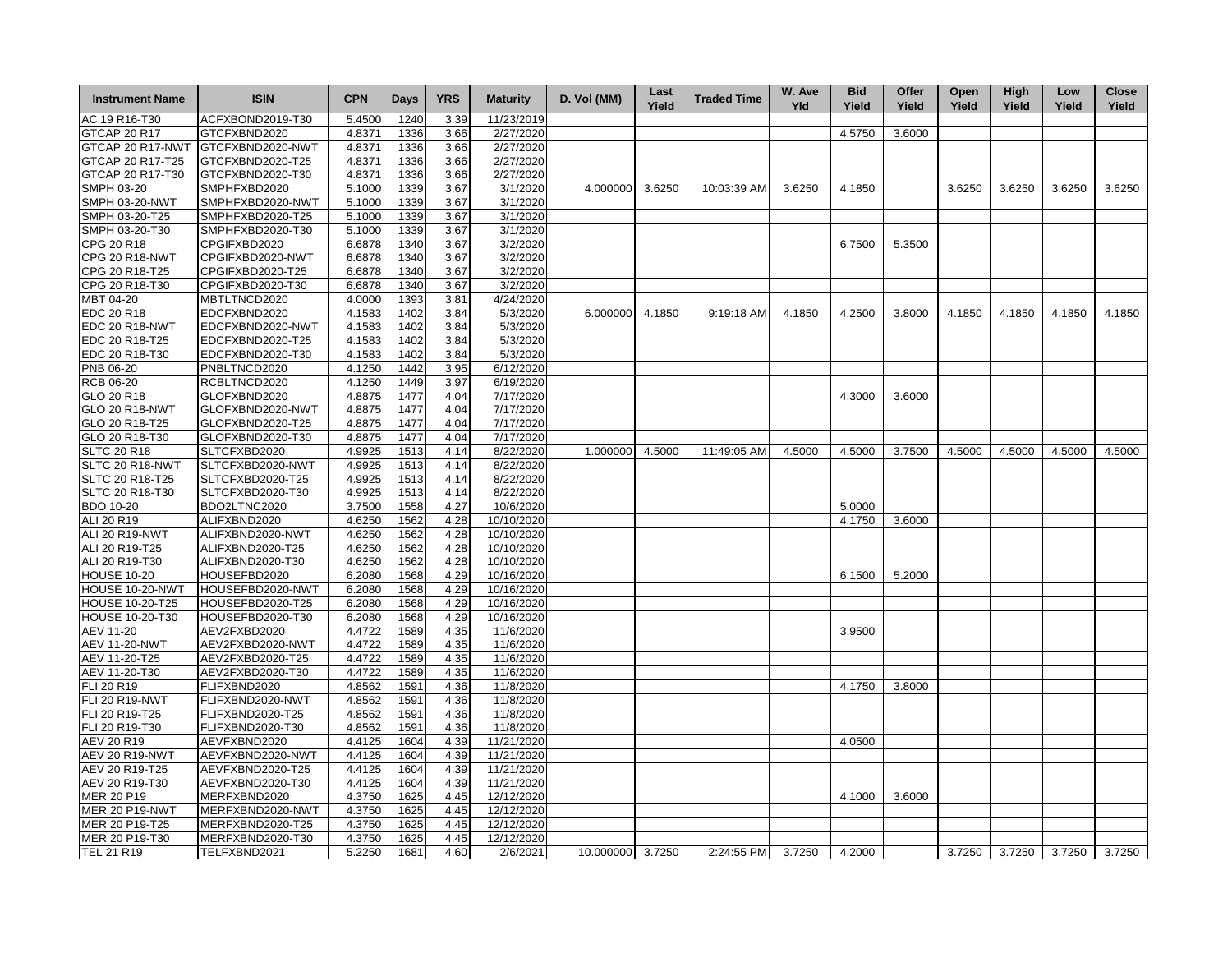| Instrument Name | ISIN | CPN | Days | YRS | Maturity | D. Vol (MM) | Last Yield | Traded Time | W. Ave Yld | Bid Yield | Offer Yield | Open Yield | High Yield | Low Yield | Close Yield |
|---|---|---|---|---|---|---|---|---|---|---|---|---|---|---|---|
| AC 19 R16-T30 | ACFXBOND2019-T30 | 5.4500 | 1240 | 3.39 | 11/23/2019 | | | | | | | | | | |
| GTCAP 20 R17 | GTCFXBND2020 | 4.8371 | 1336 | 3.66 | 2/27/2020 | | | | | 4.5750 | 3.6000 | | | | |
| GTCAP 20 R17-NWT | GTCFXBND2020-NWT | 4.8371 | 1336 | 3.66 | 2/27/2020 | | | | | | | | | | |
| GTCAP 20 R17-T25 | GTCFXBND2020-T25 | 4.8371 | 1336 | 3.66 | 2/27/2020 | | | | | | | | | | |
| GTCAP 20 R17-T30 | GTCFXBND2020-T30 | 4.8371 | 1336 | 3.66 | 2/27/2020 | | | | | | | | | | |
| SMPH 03-20 | SMPHFXBD2020 | 5.1000 | 1339 | 3.67 | 3/1/2020 | 4.000000 | 3.6250 | 10:03:39 AM | 3.6250 | 4.1850 | | 3.6250 | 3.6250 | 3.6250 | 3.6250 |
| SMPH 03-20-NWT | SMPHFXBD2020-NWT | 5.1000 | 1339 | 3.67 | 3/1/2020 | | | | | | | | | | |
| SMPH 03-20-T25 | SMPHFXBD2020-T25 | 5.1000 | 1339 | 3.67 | 3/1/2020 | | | | | | | | | | |
| SMPH 03-20-T30 | SMPHFXBD2020-T30 | 5.1000 | 1339 | 3.67 | 3/1/2020 | | | | | | | | | | |
| CPG 20 R18 | CPGIFXBD2020 | 6.6878 | 1340 | 3.67 | 3/2/2020 | | | | | 6.7500 | 5.3500 | | | | |
| CPG 20 R18-NWT | CPGIFXBD2020-NWT | 6.6878 | 1340 | 3.67 | 3/2/2020 | | | | | | | | | | |
| CPG 20 R18-T25 | CPGIFXBD2020-T25 | 6.6878 | 1340 | 3.67 | 3/2/2020 | | | | | | | | | | |
| CPG 20 R18-T30 | CPGIFXBD2020-T30 | 6.6878 | 1340 | 3.67 | 3/2/2020 | | | | | | | | | | |
| MBT 04-20 | MBTLTNCD2020 | 4.0000 | 1393 | 3.81 | 4/24/2020 | | | | | | | | | | |
| EDC 20 R18 | EDCFXBND2020 | 4.1583 | 1402 | 3.84 | 5/3/2020 | 6.000000 | 4.1850 | 9:19:18 AM | 4.1850 | 4.2500 | 3.8000 | 4.1850 | 4.1850 | 4.1850 | 4.1850 |
| EDC 20 R18-NWT | EDCFXBND2020-NWT | 4.1583 | 1402 | 3.84 | 5/3/2020 | | | | | | | | | | |
| EDC 20 R18-T25 | EDCFXBND2020-T25 | 4.1583 | 1402 | 3.84 | 5/3/2020 | | | | | | | | | | |
| EDC 20 R18-T30 | EDCFXBND2020-T30 | 4.1583 | 1402 | 3.84 | 5/3/2020 | | | | | | | | | | |
| PNB 06-20 | PNBLTNCD2020 | 4.1250 | 1442 | 3.95 | 6/12/2020 | | | | | | | | | | |
| RCB 06-20 | RCBLTNCD2020 | 4.1250 | 1449 | 3.97 | 6/19/2020 | | | | | | | | | | |
| GLO 20 R18 | GLOFXBND2020 | 4.8875 | 1477 | 4.04 | 7/17/2020 | | | | | 4.3000 | 3.6000 | | | | |
| GLO 20 R18-NWT | GLOFXBND2020-NWT | 4.8875 | 1477 | 4.04 | 7/17/2020 | | | | | | | | | | |
| GLO 20 R18-T25 | GLOFXBND2020-T25 | 4.8875 | 1477 | 4.04 | 7/17/2020 | | | | | | | | | | |
| GLO 20 R18-T30 | GLOFXBND2020-T30 | 4.8875 | 1477 | 4.04 | 7/17/2020 | | | | | | | | | | |
| SLTC 20 R18 | SLTCFXBD2020 | 4.9925 | 1513 | 4.14 | 8/22/2020 | 1.000000 | 4.5000 | 11:49:05 AM | 4.5000 | 4.5000 | 3.7500 | 4.5000 | 4.5000 | 4.5000 | 4.5000 |
| SLTC 20 R18-NWT | SLTCFXBD2020-NWT | 4.9925 | 1513 | 4.14 | 8/22/2020 | | | | | | | | | | |
| SLTC 20 R18-T25 | SLTCFXBD2020-T25 | 4.9925 | 1513 | 4.14 | 8/22/2020 | | | | | | | | | | |
| SLTC 20 R18-T30 | SLTCFXBD2020-T30 | 4.9925 | 1513 | 4.14 | 8/22/2020 | | | | | | | | | | |
| BDO 10-20 | BDO2LTNC2020 | 3.7500 | 1558 | 4.27 | 10/6/2020 | | | | | 5.0000 | | | | | |
| ALI 20 R19 | ALIFXBND2020 | 4.6250 | 1562 | 4.28 | 10/10/2020 | | | | | 4.1750 | 3.6000 | | | | |
| ALI 20 R19-NWT | ALIFXBND2020-NWT | 4.6250 | 1562 | 4.28 | 10/10/2020 | | | | | | | | | | |
| ALI 20 R19-T25 | ALIFXBND2020-T25 | 4.6250 | 1562 | 4.28 | 10/10/2020 | | | | | | | | | | |
| ALI 20 R19-T30 | ALIFXBND2020-T30 | 4.6250 | 1562 | 4.28 | 10/10/2020 | | | | | | | | | | |
| HOUSE 10-20 | HOUSEFBD2020 | 6.2080 | 1568 | 4.29 | 10/16/2020 | | | | | 6.1500 | 5.2000 | | | | |
| HOUSE 10-20-NWT | HOUSEFBD2020-NWT | 6.2080 | 1568 | 4.29 | 10/16/2020 | | | | | | | | | | |
| HOUSE 10-20-T25 | HOUSEFBD2020-T25 | 6.2080 | 1568 | 4.29 | 10/16/2020 | | | | | | | | | | |
| HOUSE 10-20-T30 | HOUSEFBD2020-T30 | 6.2080 | 1568 | 4.29 | 10/16/2020 | | | | | | | | | | |
| AEV 11-20 | AEV2FXBD2020 | 4.4722 | 1589 | 4.35 | 11/6/2020 | | | | | 3.9500 | | | | | |
| AEV 11-20-NWT | AEV2FXBD2020-NWT | 4.4722 | 1589 | 4.35 | 11/6/2020 | | | | | | | | | | |
| AEV 11-20-T25 | AEV2FXBD2020-T25 | 4.4722 | 1589 | 4.35 | 11/6/2020 | | | | | | | | | | |
| AEV 11-20-T30 | AEV2FXBD2020-T30 | 4.4722 | 1589 | 4.35 | 11/6/2020 | | | | | | | | | | |
| FLI 20 R19 | FLIFXBND2020 | 4.8562 | 1591 | 4.36 | 11/8/2020 | | | | | 4.1750 | 3.8000 | | | | |
| FLI 20 R19-NWT | FLIFXBND2020-NWT | 4.8562 | 1591 | 4.36 | 11/8/2020 | | | | | | | | | | |
| FLI 20 R19-T25 | FLIFXBND2020-T25 | 4.8562 | 1591 | 4.36 | 11/8/2020 | | | | | | | | | | |
| FLI 20 R19-T30 | FLIFXBND2020-T30 | 4.8562 | 1591 | 4.36 | 11/8/2020 | | | | | | | | | | |
| AEV 20 R19 | AEVFXBND2020 | 4.4125 | 1604 | 4.39 | 11/21/2020 | | | | | 4.0500 | | | | | |
| AEV 20 R19-NWT | AEVFXBND2020-NWT | 4.4125 | 1604 | 4.39 | 11/21/2020 | | | | | | | | | | |
| AEV 20 R19-T25 | AEVFXBND2020-T25 | 4.4125 | 1604 | 4.39 | 11/21/2020 | | | | | | | | | | |
| AEV 20 R19-T30 | AEVFXBND2020-T30 | 4.4125 | 1604 | 4.39 | 11/21/2020 | | | | | | | | | | |
| MER 20 P19 | MERFXBND2020 | 4.3750 | 1625 | 4.45 | 12/12/2020 | | | | | 4.1000 | 3.6000 | | | | |
| MER 20 P19-NWT | MERFXBND2020-NWT | 4.3750 | 1625 | 4.45 | 12/12/2020 | | | | | | | | | | |
| MER 20 P19-T25 | MERFXBND2020-T25 | 4.3750 | 1625 | 4.45 | 12/12/2020 | | | | | | | | | | |
| MER 20 P19-T30 | MERFXBND2020-T30 | 4.3750 | 1625 | 4.45 | 12/12/2020 | | | | | | | | | | |
| TEL 21 R19 | TELFXBND2021 | 5.2250 | 1681 | 4.60 | 2/6/2021 | 10.000000 | 3.7250 | 2:24:55 PM | 3.7250 | 4.2000 | | 3.7250 | 3.7250 | 3.7250 | 3.7250 |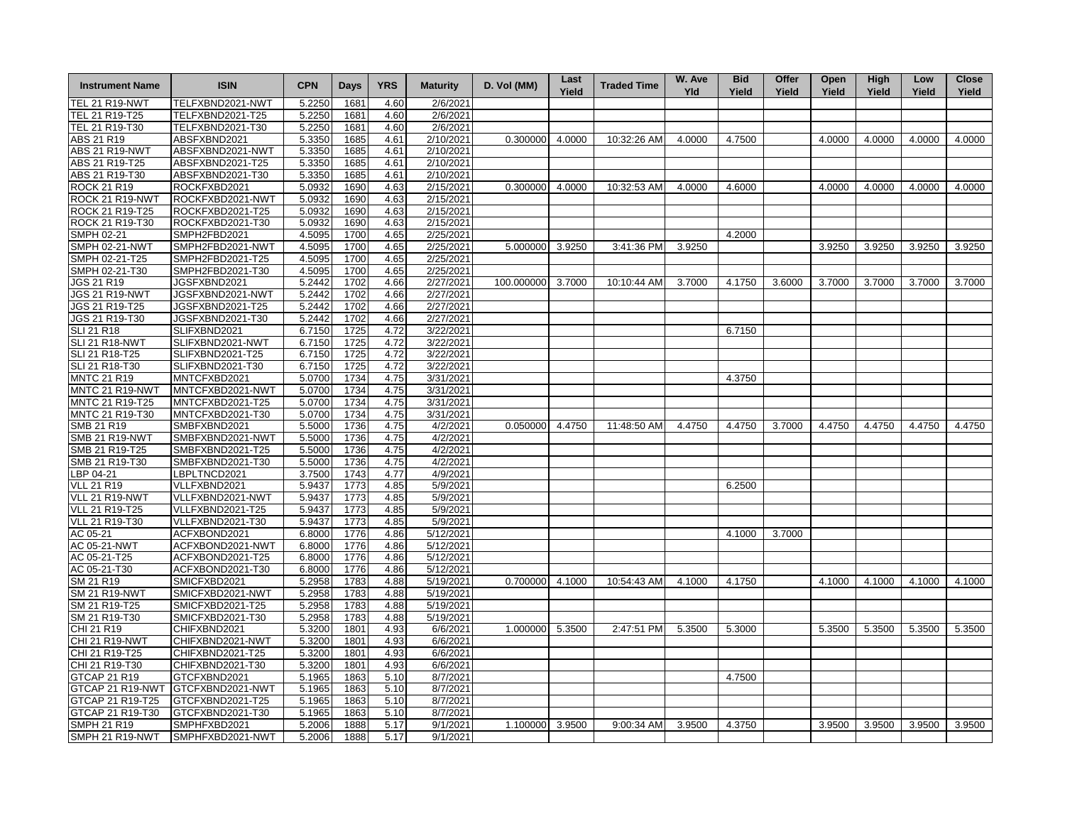| Instrument Name | ISIN | CPN | Days | YRS | Maturity | D. Vol (MM) | Last Yield | Traded Time | W. Ave Yld | Bid Yield | Offer Yield | Open Yield | High Yield | Low Yield | Close Yield |
|---|---|---|---|---|---|---|---|---|---|---|---|---|---|---|---|
| TEL 21 R19-NWT | TELFXBND2021-NWT | 5.2250 | 1681 | 4.60 | 2/6/2021 | | | | | | | | | | |
| TEL 21 R19-T25 | TELFXBND2021-T25 | 5.2250 | 1681 | 4.60 | 2/6/2021 | | | | | | | | | | |
| TEL 21 R19-T30 | TELFXBND2021-T30 | 5.2250 | 1681 | 4.60 | 2/6/2021 | | | | | | | | | | |
| ABS 21 R19 | ABSFXBND2021 | 5.3350 | 1685 | 4.61 | 2/10/2021 | 0.300000 | 4.0000 | 10:32:26 AM | 4.0000 | 4.7500 | | 4.0000 | 4.0000 | 4.0000 | 4.0000 |
| ABS 21 R19-NWT | ABSFXBND2021-NWT | 5.3350 | 1685 | 4.61 | 2/10/2021 | | | | | | | | | | |
| ABS 21 R19-T25 | ABSFXBND2021-T25 | 5.3350 | 1685 | 4.61 | 2/10/2021 | | | | | | | | | | |
| ABS 21 R19-T30 | ABSFXBND2021-T30 | 5.3350 | 1685 | 4.61 | 2/10/2021 | | | | | | | | | | |
| ROCK 21 R19 | ROCKFXBD2021 | 5.0932 | 1690 | 4.63 | 2/15/2021 | 0.300000 | 4.0000 | 10:32:53 AM | 4.0000 | 4.6000 | | 4.0000 | 4.0000 | 4.0000 | 4.0000 |
| ROCK 21 R19-NWT | ROCKFXBD2021-NWT | 5.0932 | 1690 | 4.63 | 2/15/2021 | | | | | | | | | | |
| ROCK 21 R19-T25 | ROCKFXBD2021-T25 | 5.0932 | 1690 | 4.63 | 2/15/2021 | | | | | | | | | | |
| ROCK 21 R19-T30 | ROCKFXBD2021-T30 | 5.0932 | 1690 | 4.63 | 2/15/2021 | | | | | | | | | | |
| SMPH 02-21 | SMPH2FBD2021 | 4.5095 | 1700 | 4.65 | 2/25/2021 | | | | | 4.2000 | | | | | |
| SMPH 02-21-NWT | SMPH2FBD2021-NWT | 4.5095 | 1700 | 4.65 | 2/25/2021 | 5.000000 | 3.9250 | 3:41:36 PM | 3.9250 | | | 3.9250 | 3.9250 | 3.9250 | 3.9250 |
| SMPH 02-21-T25 | SMPH2FBD2021-T25 | 4.5095 | 1700 | 4.65 | 2/25/2021 | | | | | | | | | | |
| SMPH 02-21-T30 | SMPH2FBD2021-T30 | 4.5095 | 1700 | 4.65 | 2/25/2021 | | | | | | | | | | |
| JGS 21 R19 | JGSFXBND2021 | 5.2442 | 1702 | 4.66 | 2/27/2021 | 100.000000 | 3.7000 | 10:10:44 AM | 3.7000 | 4.1750 | 3.6000 | 3.7000 | 3.7000 | 3.7000 | 3.7000 |
| JGS 21 R19-NWT | JGSFXBND2021-NWT | 5.2442 | 1702 | 4.66 | 2/27/2021 | | | | | | | | | | |
| JGS 21 R19-T25 | JGSFXBND2021-T25 | 5.2442 | 1702 | 4.66 | 2/27/2021 | | | | | | | | | | |
| JGS 21 R19-T30 | JGSFXBND2021-T30 | 5.2442 | 1702 | 4.66 | 2/27/2021 | | | | | | | | | | |
| SLI 21 R18 | SLIFXBND2021 | 6.7150 | 1725 | 4.72 | 3/22/2021 | | | | | 6.7150 | | | | | |
| SLI 21 R18-NWT | SLIFXBND2021-NWT | 6.7150 | 1725 | 4.72 | 3/22/2021 | | | | | | | | | | |
| SLI 21 R18-T25 | SLIFXBND2021-T25 | 6.7150 | 1725 | 4.72 | 3/22/2021 | | | | | | | | | | |
| SLI 21 R18-T30 | SLIFXBND2021-T30 | 6.7150 | 1725 | 4.72 | 3/22/2021 | | | | | | | | | | |
| MNTC 21 R19 | MNTCFXBD2021 | 5.0700 | 1734 | 4.75 | 3/31/2021 | | | | | 4.3750 | | | | | |
| MNTC 21 R19-NWT | MNTCFXBD2021-NWT | 5.0700 | 1734 | 4.75 | 3/31/2021 | | | | | | | | | | |
| MNTC 21 R19-T25 | MNTCFXBD2021-T25 | 5.0700 | 1734 | 4.75 | 3/31/2021 | | | | | | | | | | |
| MNTC 21 R19-T30 | MNTCFXBD2021-T30 | 5.0700 | 1734 | 4.75 | 3/31/2021 | | | | | | | | | | |
| SMB 21 R19 | SMBFXBND2021 | 5.5000 | 1736 | 4.75 | 4/2/2021 | 0.050000 | 4.4750 | 11:48:50 AM | 4.4750 | 4.4750 | 3.7000 | 4.4750 | 4.4750 | 4.4750 | 4.4750 |
| SMB 21 R19-NWT | SMBFXBND2021-NWT | 5.5000 | 1736 | 4.75 | 4/2/2021 | | | | | | | | | | |
| SMB 21 R19-T25 | SMBFXBND2021-T25 | 5.5000 | 1736 | 4.75 | 4/2/2021 | | | | | | | | | | |
| SMB 21 R19-T30 | SMBFXBND2021-T30 | 5.5000 | 1736 | 4.75 | 4/2/2021 | | | | | | | | | | |
| LBP 04-21 | LBPLTNCD2021 | 3.7500 | 1743 | 4.77 | 4/9/2021 | | | | | | | | | | |
| VLL 21 R19 | VLLFXBND2021 | 5.9437 | 1773 | 4.85 | 5/9/2021 | | | | | 6.2500 | | | | | |
| VLL 21 R19-NWT | VLLFXBND2021-NWT | 5.9437 | 1773 | 4.85 | 5/9/2021 | | | | | | | | | | |
| VLL 21 R19-T25 | VLLFXBND2021-T25 | 5.9437 | 1773 | 4.85 | 5/9/2021 | | | | | | | | | | |
| VLL 21 R19-T30 | VLLFXBND2021-T30 | 5.9437 | 1773 | 4.85 | 5/9/2021 | | | | | | | | | | |
| AC 05-21 | ACFXBOND2021 | 6.8000 | 1776 | 4.86 | 5/12/2021 | | | | | 4.1000 | 3.7000 | | | | |
| AC 05-21-NWT | ACFXBOND2021-NWT | 6.8000 | 1776 | 4.86 | 5/12/2021 | | | | | | | | | | |
| AC 05-21-T25 | ACFXBOND2021-T25 | 6.8000 | 1776 | 4.86 | 5/12/2021 | | | | | | | | | | |
| AC 05-21-T30 | ACFXBOND2021-T30 | 6.8000 | 1776 | 4.86 | 5/12/2021 | | | | | | | | | | |
| SM 21 R19 | SMICFXBD2021 | 5.2958 | 1783 | 4.88 | 5/19/2021 | 0.700000 | 4.1000 | 10:54:43 AM | 4.1000 | 4.1750 | | 4.1000 | 4.1000 | 4.1000 | 4.1000 |
| SM 21 R19-NWT | SMICFXBD2021-NWT | 5.2958 | 1783 | 4.88 | 5/19/2021 | | | | | | | | | | |
| SM 21 R19-T25 | SMICFXBD2021-T25 | 5.2958 | 1783 | 4.88 | 5/19/2021 | | | | | | | | | | |
| SM 21 R19-T30 | SMICFXBD2021-T30 | 5.2958 | 1783 | 4.88 | 5/19/2021 | | | | | | | | | | |
| CHI 21 R19 | CHIFXBND2021 | 5.3200 | 1801 | 4.93 | 6/6/2021 | 1.000000 | 5.3500 | 2:47:51 PM | 5.3500 | 5.3000 | | 5.3500 | 5.3500 | 5.3500 | 5.3500 |
| CHI 21 R19-NWT | CHIFXBND2021-NWT | 5.3200 | 1801 | 4.93 | 6/6/2021 | | | | | | | | | | |
| CHI 21 R19-T25 | CHIFXBND2021-T25 | 5.3200 | 1801 | 4.93 | 6/6/2021 | | | | | | | | | | |
| CHI 21 R19-T30 | CHIFXBND2021-T30 | 5.3200 | 1801 | 4.93 | 6/6/2021 | | | | | | | | | | |
| GTCAP 21 R19 | GTCFXBND2021 | 5.1965 | 1863 | 5.10 | 8/7/2021 | | | | | 4.7500 | | | | | |
| GTCAP 21 R19-NWT | GTCFXBND2021-NWT | 5.1965 | 1863 | 5.10 | 8/7/2021 | | | | | | | | | | |
| GTCAP 21 R19-T25 | GTCFXBND2021-T25 | 5.1965 | 1863 | 5.10 | 8/7/2021 | | | | | | | | | | |
| GTCAP 21 R19-T30 | GTCFXBND2021-T30 | 5.1965 | 1863 | 5.10 | 8/7/2021 | | | | | | | | | | |
| SMPH 21 R19 | SMPHFXBD2021 | 5.2006 | 1888 | 5.17 | 9/1/2021 | 1.100000 | 3.9500 | 9:00:34 AM | 3.9500 | 4.3750 | | 3.9500 | 3.9500 | 3.9500 | 3.9500 |
| SMPH 21 R19-NWT | SMPHFXBD2021-NWT | 5.2006 | 1888 | 5.17 | 9/1/2021 | | | | | | | | | | |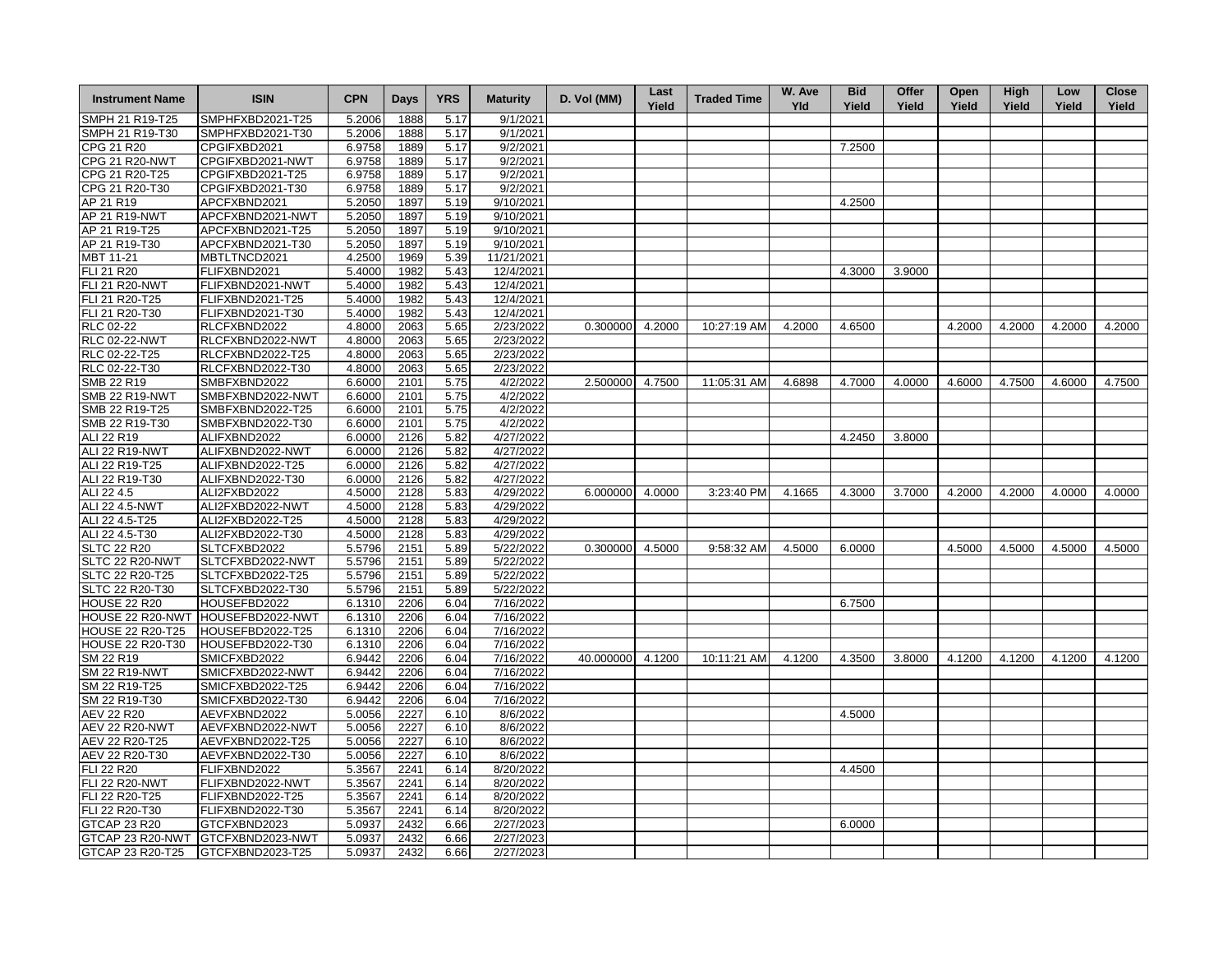| Instrument Name | ISIN | CPN | Days | YRS | Maturity | D. Vol (MM) | Last Yield | Traded Time | W. Ave Yld | Bid Yield | Offer Yield | Open Yield | High Yield | Low Yield | Close Yield |
|---|---|---|---|---|---|---|---|---|---|---|---|---|---|---|---|
| SMPH 21 R19-T25 | SMPHFXBD2021-T25 | 5.2006 | 1888 | 5.17 | 9/1/2021 | | | | | | | | | | |
| SMPH 21 R19-T30 | SMPHFXBD2021-T30 | 5.2006 | 1888 | 5.17 | 9/1/2021 | | | | | | | | | | |
| CPG 21 R20 | CPGIFXBD2021 | 6.9758 | 1889 | 5.17 | 9/2/2021 | | | | | 7.2500 | | | | | |
| CPG 21 R20-NWT | CPGIFXBD2021-NWT | 6.9758 | 1889 | 5.17 | 9/2/2021 | | | | | | | | | | |
| CPG 21 R20-T25 | CPGIFXBD2021-T25 | 6.9758 | 1889 | 5.17 | 9/2/2021 | | | | | | | | | | |
| CPG 21 R20-T30 | CPGIFXBD2021-T30 | 6.9758 | 1889 | 5.17 | 9/2/2021 | | | | | | | | | | |
| AP 21 R19 | APCFXBND2021 | 5.2050 | 1897 | 5.19 | 9/10/2021 | | | | | 4.2500 | | | | | |
| AP 21 R19-NWT | APCFXBND2021-NWT | 5.2050 | 1897 | 5.19 | 9/10/2021 | | | | | | | | | | |
| AP 21 R19-T25 | APCFXBND2021-T25 | 5.2050 | 1897 | 5.19 | 9/10/2021 | | | | | | | | | | |
| AP 21 R19-T30 | APCFXBND2021-T30 | 5.2050 | 1897 | 5.19 | 9/10/2021 | | | | | | | | | | |
| MBT 11-21 | MBTLTNCD2021 | 4.2500 | 1969 | 5.39 | 11/21/2021 | | | | | | | | | | |
| FLI 21 R20 | FLIFXBND2021 | 5.4000 | 1982 | 5.43 | 12/4/2021 | | | | | 4.3000 | 3.9000 | | | | |
| FLI 21 R20-NWT | FLIFXBND2021-NWT | 5.4000 | 1982 | 5.43 | 12/4/2021 | | | | | | | | | | |
| FLI 21 R20-T25 | FLIFXBND2021-T25 | 5.4000 | 1982 | 5.43 | 12/4/2021 | | | | | | | | | | |
| FLI 21 R20-T30 | FLIFXBND2021-T30 | 5.4000 | 1982 | 5.43 | 12/4/2021 | | | | | | | | | | |
| RLC 02-22 | RLCFXBND2022 | 4.8000 | 2063 | 5.65 | 2/23/2022 | 0.300000 | 4.2000 | 10:27:19 AM | 4.2000 | 4.6500 | | 4.2000 | 4.2000 | 4.2000 | 4.2000 |
| RLC 02-22-NWT | RLCFXBND2022-NWT | 4.8000 | 2063 | 5.65 | 2/23/2022 | | | | | | | | | | |
| RLC 02-22-T25 | RLCFXBND2022-T25 | 4.8000 | 2063 | 5.65 | 2/23/2022 | | | | | | | | | | |
| RLC 02-22-T30 | RLCFXBND2022-T30 | 4.8000 | 2063 | 5.65 | 2/23/2022 | | | | | | | | | | |
| SMB 22 R19 | SMBFXBND2022 | 6.6000 | 2101 | 5.75 | 4/2/2022 | 2.500000 | 4.7500 | 11:05:31 AM | 4.6898 | 4.7000 | 4.0000 | 4.6000 | 4.7500 | 4.6000 | 4.7500 |
| SMB 22 R19-NWT | SMBFXBND2022-NWT | 6.6000 | 2101 | 5.75 | 4/2/2022 | | | | | | | | | | |
| SMB 22 R19-T25 | SMBFXBND2022-T25 | 6.6000 | 2101 | 5.75 | 4/2/2022 | | | | | | | | | | |
| SMB 22 R19-T30 | SMBFXBND2022-T30 | 6.6000 | 2101 | 5.75 | 4/2/2022 | | | | | | | | | | |
| ALI 22 R19 | ALIFXBND2022 | 6.0000 | 2126 | 5.82 | 4/27/2022 | | | | | 4.2450 | 3.8000 | | | | |
| ALI 22 R19-NWT | ALIFXBND2022-NWT | 6.0000 | 2126 | 5.82 | 4/27/2022 | | | | | | | | | | |
| ALI 22 R19-T25 | ALIFXBND2022-T25 | 6.0000 | 2126 | 5.82 | 4/27/2022 | | | | | | | | | | |
| ALI 22 R19-T30 | ALIFXBND2022-T30 | 6.0000 | 2126 | 5.82 | 4/27/2022 | | | | | | | | | | |
| ALI 22 4.5 | ALI2FXBD2022 | 4.5000 | 2128 | 5.83 | 4/29/2022 | 6.000000 | 4.0000 | 3:23:40 PM | 4.1665 | 4.3000 | 3.7000 | 4.2000 | 4.2000 | 4.0000 | 4.0000 |
| ALI 22 4.5-NWT | ALI2FXBD2022-NWT | 4.5000 | 2128 | 5.83 | 4/29/2022 | | | | | | | | | | |
| ALI 22 4.5-T25 | ALI2FXBD2022-T25 | 4.5000 | 2128 | 5.83 | 4/29/2022 | | | | | | | | | | |
| ALI 22 4.5-T30 | ALI2FXBD2022-T30 | 4.5000 | 2128 | 5.83 | 4/29/2022 | | | | | | | | | | |
| SLTC 22 R20 | SLTCFXBD2022 | 5.5796 | 2151 | 5.89 | 5/22/2022 | 0.300000 | 4.5000 | 9:58:32 AM | 4.5000 | 6.0000 | | 4.5000 | 4.5000 | 4.5000 | 4.5000 |
| SLTC 22 R20-NWT | SLTCFXBD2022-NWT | 5.5796 | 2151 | 5.89 | 5/22/2022 | | | | | | | | | | |
| SLTC 22 R20-T25 | SLTCFXBD2022-T25 | 5.5796 | 2151 | 5.89 | 5/22/2022 | | | | | | | | | | |
| SLTC 22 R20-T30 | SLTCFXBD2022-T30 | 5.5796 | 2151 | 5.89 | 5/22/2022 | | | | | | | | | | |
| HOUSE 22 R20 | HOUSEFBD2022 | 6.1310 | 2206 | 6.04 | 7/16/2022 | | | | | 6.7500 | | | | | |
| HOUSE 22 R20-NWT | HOUSEFBD2022-NWT | 6.1310 | 2206 | 6.04 | 7/16/2022 | | | | | | | | | | |
| HOUSE 22 R20-T25 | HOUSEFBD2022-T25 | 6.1310 | 2206 | 6.04 | 7/16/2022 | | | | | | | | | | |
| HOUSE 22 R20-T30 | HOUSEFBD2022-T30 | 6.1310 | 2206 | 6.04 | 7/16/2022 | | | | | | | | | | |
| SM 22 R19 | SMICFXBD2022 | 6.9442 | 2206 | 6.04 | 7/16/2022 | 40.000000 | 4.1200 | 10:11:21 AM | 4.1200 | 4.3500 | 3.8000 | 4.1200 | 4.1200 | 4.1200 | 4.1200 |
| SM 22 R19-NWT | SMICFXBD2022-NWT | 6.9442 | 2206 | 6.04 | 7/16/2022 | | | | | | | | | | |
| SM 22 R19-T25 | SMICFXBD2022-T25 | 6.9442 | 2206 | 6.04 | 7/16/2022 | | | | | | | | | | |
| SM 22 R19-T30 | SMICFXBD2022-T30 | 6.9442 | 2206 | 6.04 | 7/16/2022 | | | | | | | | | | |
| AEV 22 R20 | AEVFXBND2022 | 5.0056 | 2227 | 6.10 | 8/6/2022 | | | | | 4.5000 | | | | | |
| AEV 22 R20-NWT | AEVFXBND2022-NWT | 5.0056 | 2227 | 6.10 | 8/6/2022 | | | | | | | | | | |
| AEV 22 R20-T25 | AEVFXBND2022-T25 | 5.0056 | 2227 | 6.10 | 8/6/2022 | | | | | | | | | | |
| AEV 22 R20-T30 | AEVFXBND2022-T30 | 5.0056 | 2227 | 6.10 | 8/6/2022 | | | | | | | | | | |
| FLI 22 R20 | FLIFXBND2022 | 5.3567 | 2241 | 6.14 | 8/20/2022 | | | | | 4.4500 | | | | | |
| FLI 22 R20-NWT | FLIFXBND2022-NWT | 5.3567 | 2241 | 6.14 | 8/20/2022 | | | | | | | | | | |
| FLI 22 R20-T25 | FLIFXBND2022-T25 | 5.3567 | 2241 | 6.14 | 8/20/2022 | | | | | | | | | | |
| FLI 22 R20-T30 | FLIFXBND2022-T30 | 5.3567 | 2241 | 6.14 | 8/20/2022 | | | | | | | | | | |
| GTCAP 23 R20 | GTCFXBND2023 | 5.0937 | 2432 | 6.66 | 2/27/2023 | | | | | 6.0000 | | | | | |
| GTCAP 23 R20-NWT | GTCFXBND2023-NWT | 5.0937 | 2432 | 6.66 | 2/27/2023 | | | | | | | | | | |
| GTCAP 23 R20-T25 | GTCFXBND2023-T25 | 5.0937 | 2432 | 6.66 | 2/27/2023 | | | | | | | | | | |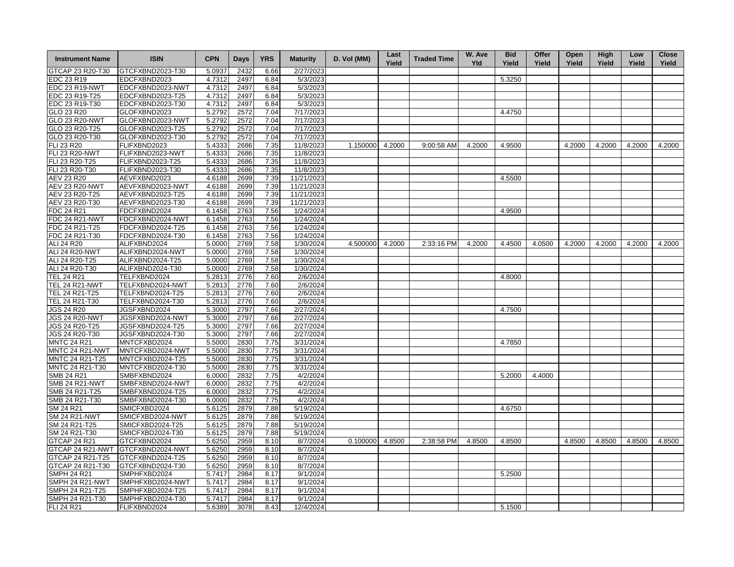| Instrument Name | ISIN | CPN | Days | YRS | Maturity | D. Vol (MM) | Last Yield | Traded Time | W. Ave Yld | Bid Yield | Offer Yield | Open Yield | High Yield | Low Yield | Close Yield |
|---|---|---|---|---|---|---|---|---|---|---|---|---|---|---|---|
| GTCAP 23 R20-T30 | GTCFXBND2023-T30 | 5.0937 | 2432 | 6.66 | 2/27/2023 | | | | | | | | | | |
| EDC 23 R19 | EDCFXBND2023 | 4.7312 | 2497 | 6.84 | 5/3/2023 | | | | | 5.3250 | | | | | |
| EDC 23 R19-NWT | EDCFXBND2023-NWT | 4.7312 | 2497 | 6.84 | 5/3/2023 | | | | | | | | | | |
| EDC 23 R19-T25 | EDCFXBND2023-T25 | 4.7312 | 2497 | 6.84 | 5/3/2023 | | | | | | | | | | |
| EDC 23 R19-T30 | EDCFXBND2023-T30 | 4.7312 | 2497 | 6.84 | 5/3/2023 | | | | | | | | | | |
| GLO 23 R20 | GLOFXBND2023 | 5.2792 | 2572 | 7.04 | 7/17/2023 | | | | | 4.4750 | | | | | |
| GLO 23 R20-NWT | GLOFXBND2023-NWT | 5.2792 | 2572 | 7.04 | 7/17/2023 | | | | | | | | | | |
| GLO 23 R20-T25 | GLOFXBND2023-T25 | 5.2792 | 2572 | 7.04 | 7/17/2023 | | | | | | | | | | |
| GLO 23 R20-T30 | GLOFXBND2023-T30 | 5.2792 | 2572 | 7.04 | 7/17/2023 | | | | | | | | | | |
| FLI 23 R20 | FLIFXBND2023 | 5.4333 | 2686 | 7.35 | 11/8/2023 | 1.150000 | 4.2000 | 9:00:58 AM | 4.2000 | 4.9500 | | 4.2000 | 4.2000 | 4.2000 | 4.2000 |
| FLI 23 R20-NWT | FLIFXBND2023-NWT | 5.4333 | 2686 | 7.35 | 11/8/2023 | | | | | | | | | | |
| FLI 23 R20-T25 | FLIFXBND2023-T25 | 5.4333 | 2686 | 7.35 | 11/8/2023 | | | | | | | | | | |
| FLI 23 R20-T30 | FLIFXBND2023-T30 | 5.4333 | 2686 | 7.35 | 11/8/2023 | | | | | | | | | | |
| AEV 23 R20 | AEVFXBND2023 | 4.6188 | 2699 | 7.39 | 11/21/2023 | | | | | 4.5500 | | | | | |
| AEV 23 R20-NWT | AEVFXBND2023-NWT | 4.6188 | 2699 | 7.39 | 11/21/2023 | | | | | | | | | | |
| AEV 23 R20-T25 | AEVFXBND2023-T25 | 4.6188 | 2699 | 7.39 | 11/21/2023 | | | | | | | | | | |
| AEV 23 R20-T30 | AEVFXBND2023-T30 | 4.6188 | 2699 | 7.39 | 11/21/2023 | | | | | | | | | | |
| FDC 24 R21 | FDCFXBND2024 | 6.1458 | 2763 | 7.56 | 1/24/2024 | | | | | 4.9500 | | | | | |
| FDC 24 R21-NWT | FDCFXBND2024-NWT | 6.1458 | 2763 | 7.56 | 1/24/2024 | | | | | | | | | | |
| FDC 24 R21-T25 | FDCFXBND2024-T25 | 6.1458 | 2763 | 7.56 | 1/24/2024 | | | | | | | | | | |
| FDC 24 R21-T30 | FDCFXBND2024-T30 | 6.1458 | 2763 | 7.56 | 1/24/2024 | | | | | | | | | | |
| ALI 24 R20 | ALIFXBND2024 | 5.0000 | 2769 | 7.58 | 1/30/2024 | 4.500000 | 4.2000 | 2:33:16 PM | 4.2000 | 4.4500 | 4.0500 | 4.2000 | 4.2000 | 4.2000 | 4.2000 |
| ALI 24 R20-NWT | ALIFXBND2024-NWT | 5.0000 | 2769 | 7.58 | 1/30/2024 | | | | | | | | | | |
| ALI 24 R20-T25 | ALIFXBND2024-T25 | 5.0000 | 2769 | 7.58 | 1/30/2024 | | | | | | | | | | |
| ALI 24 R20-T30 | ALIFXBND2024-T30 | 5.0000 | 2769 | 7.58 | 1/30/2024 | | | | | | | | | | |
| TEL 24 R21 | TELFXBND2024 | 5.2813 | 2776 | 7.60 | 2/6/2024 | | | | | 4.8000 | | | | | |
| TEL 24 R21-NWT | TELFXBND2024-NWT | 5.2813 | 2776 | 7.60 | 2/6/2024 | | | | | | | | | | |
| TEL 24 R21-T25 | TELFXBND2024-T25 | 5.2813 | 2776 | 7.60 | 2/6/2024 | | | | | | | | | | |
| TEL 24 R21-T30 | TELFXBND2024-T30 | 5.2813 | 2776 | 7.60 | 2/6/2024 | | | | | | | | | | |
| JGS 24 R20 | JGSFXBND2024 | 5.3000 | 2797 | 7.66 | 2/27/2024 | | | | | 4.7500 | | | | | |
| JGS 24 R20-NWT | JGSFXBND2024-NWT | 5.3000 | 2797 | 7.66 | 2/27/2024 | | | | | | | | | | |
| JGS 24 R20-T25 | JGSFXBND2024-T25 | 5.3000 | 2797 | 7.66 | 2/27/2024 | | | | | | | | | | |
| JGS 24 R20-T30 | JGSFXBND2024-T30 | 5.3000 | 2797 | 7.66 | 2/27/2024 | | | | | | | | | | |
| MNTC 24 R21 | MNTCFXBD2024 | 5.5000 | 2830 | 7.75 | 3/31/2024 | | | | | 4.7850 | | | | | |
| MNTC 24 R21-NWT | MNTCFXBD2024-NWT | 5.5000 | 2830 | 7.75 | 3/31/2024 | | | | | | | | | | |
| MNTC 24 R21-T25 | MNTCFXBD2024-T25 | 5.5000 | 2830 | 7.75 | 3/31/2024 | | | | | | | | | | |
| MNTC 24 R21-T30 | MNTCFXBD2024-T30 | 5.5000 | 2830 | 7.75 | 3/31/2024 | | | | | | | | | | |
| SMB 24 R21 | SMBFXBND2024 | 6.0000 | 2832 | 7.75 | 4/2/2024 | | | | | 5.2000 | 4.4000 | | | | |
| SMB 24 R21-NWT | SMBFXBND2024-NWT | 6.0000 | 2832 | 7.75 | 4/2/2024 | | | | | | | | | | |
| SMB 24 R21-T25 | SMBFXBND2024-T25 | 6.0000 | 2832 | 7.75 | 4/2/2024 | | | | | | | | | | |
| SMB 24 R21-T30 | SMBFXBND2024-T30 | 6.0000 | 2832 | 7.75 | 4/2/2024 | | | | | | | | | | |
| SM 24 R21 | SMICFXBD2024 | 5.6125 | 2879 | 7.88 | 5/19/2024 | | | | | 4.6750 | | | | | |
| SM 24 R21-NWT | SMICFXBD2024-NWT | 5.6125 | 2879 | 7.88 | 5/19/2024 | | | | | | | | | | |
| SM 24 R21-T25 | SMICFXBD2024-T25 | 5.6125 | 2879 | 7.88 | 5/19/2024 | | | | | | | | | | |
| SM 24 R21-T30 | SMICFXBD2024-T30 | 5.6125 | 2879 | 7.88 | 5/19/2024 | | | | | | | | | | |
| GTCAP 24 R21 | GTCFXBND2024 | 5.6250 | 2959 | 8.10 | 8/7/2024 | 0.100000 | 4.8500 | 2:38:58 PM | 4.8500 | 4.8500 | | 4.8500 | 4.8500 | 4.8500 | 4.8500 |
| GTCAP 24 R21-NWT | GTCFXBND2024-NWT | 5.6250 | 2959 | 8.10 | 8/7/2024 | | | | | | | | | | |
| GTCAP 24 R21-T25 | GTCFXBND2024-T25 | 5.6250 | 2959 | 8.10 | 8/7/2024 | | | | | | | | | | |
| GTCAP 24 R21-T30 | GTCFXBND2024-T30 | 5.6250 | 2959 | 8.10 | 8/7/2024 | | | | | | | | | | |
| SMPH 24 R21 | SMPHFXBD2024 | 5.7417 | 2984 | 8.17 | 9/1/2024 | | | | | 5.2500 | | | | | |
| SMPH 24 R21-NWT | SMPHFXBD2024-NWT | 5.7417 | 2984 | 8.17 | 9/1/2024 | | | | | | | | | | |
| SMPH 24 R21-T25 | SMPHFXBD2024-T25 | 5.7417 | 2984 | 8.17 | 9/1/2024 | | | | | | | | | | |
| SMPH 24 R21-T30 | SMPHFXBD2024-T30 | 5.7417 | 2984 | 8.17 | 9/1/2024 | | | | | | | | | | |
| FLI 24 R21 | FLIFXBND2024 | 5.6389 | 3078 | 8.43 | 12/4/2024 | | | | | 5.1500 | | | | | |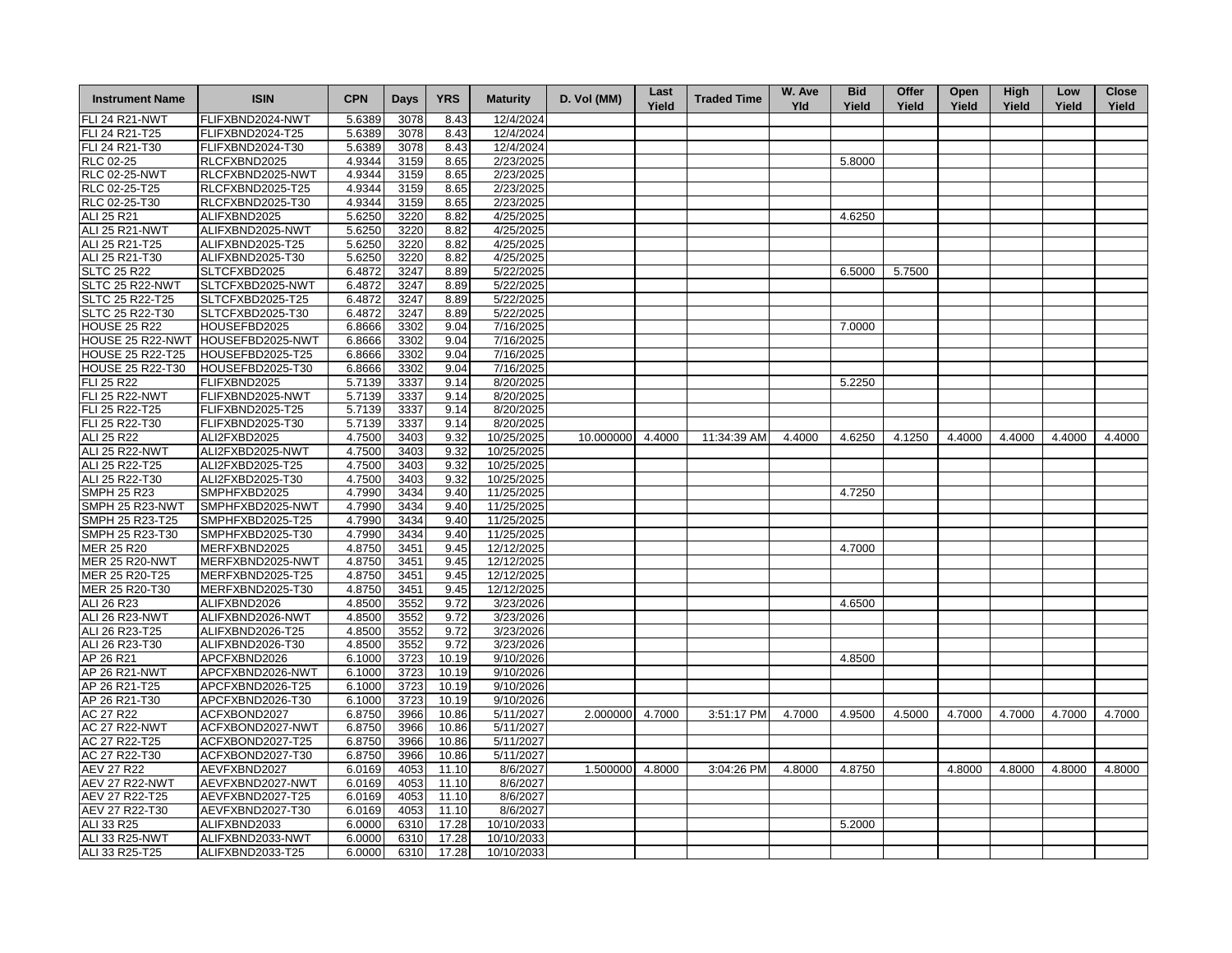| Instrument Name | ISIN | CPN | Days | YRS | Maturity | D. Vol (MM) | Last Yield | Traded Time | W. Ave Yld | Bid Yield | Offer Yield | Open Yield | High Yield | Low Yield | Close Yield |
|---|---|---|---|---|---|---|---|---|---|---|---|---|---|---|---|
| FLI 24 R21-NWT | FLIFXBND2024-NWT | 5.6389 | 3078 | 8.43 | 12/4/2024 | | | | | | | | | | |
| FLI 24 R21-T25 | FLIFXBND2024-T25 | 5.6389 | 3078 | 8.43 | 12/4/2024 | | | | | | | | | | |
| FLI 24 R21-T30 | FLIFXBND2024-T30 | 5.6389 | 3078 | 8.43 | 12/4/2024 | | | | | | | | | | |
| RLC 02-25 | RLCFXBND2025 | 4.9344 | 3159 | 8.65 | 2/23/2025 | | | | | 5.8000 | | | | | |
| RLC 02-25-NWT | RLCFXBND2025-NWT | 4.9344 | 3159 | 8.65 | 2/23/2025 | | | | | | | | | | |
| RLC 02-25-T25 | RLCFXBND2025-T25 | 4.9344 | 3159 | 8.65 | 2/23/2025 | | | | | | | | | | |
| RLC 02-25-T30 | RLCFXBND2025-T30 | 4.9344 | 3159 | 8.65 | 2/23/2025 | | | | | | | | | | |
| ALI 25 R21 | ALIFXBND2025 | 5.6250 | 3220 | 8.82 | 4/25/2025 | | | | | 4.6250 | | | | | |
| ALI 25 R21-NWT | ALIFXBND2025-NWT | 5.6250 | 3220 | 8.82 | 4/25/2025 | | | | | | | | | | |
| ALI 25 R21-T25 | ALIFXBND2025-T25 | 5.6250 | 3220 | 8.82 | 4/25/2025 | | | | | | | | | | |
| ALI 25 R21-T30 | ALIFXBND2025-T30 | 5.6250 | 3220 | 8.82 | 4/25/2025 | | | | | | | | | | |
| SLTC 25 R22 | SLTCFXBD2025 | 6.4872 | 3247 | 8.89 | 5/22/2025 | | | | | 6.5000 | 5.7500 | | | | |
| SLTC 25 R22-NWT | SLTCFXBD2025-NWT | 6.4872 | 3247 | 8.89 | 5/22/2025 | | | | | | | | | | |
| SLTC 25 R22-T25 | SLTCFXBD2025-T25 | 6.4872 | 3247 | 8.89 | 5/22/2025 | | | | | | | | | | |
| SLTC 25 R22-T30 | SLTCFXBD2025-T30 | 6.4872 | 3247 | 8.89 | 5/22/2025 | | | | | | | | | | |
| HOUSE 25 R22 | HOUSEFBD2025 | 6.8666 | 3302 | 9.04 | 7/16/2025 | | | | | 7.0000 | | | | | |
| HOUSE 25 R22-NWT | HOUSEFBD2025-NWT | 6.8666 | 3302 | 9.04 | 7/16/2025 | | | | | | | | | | |
| HOUSE 25 R22-T25 | HOUSEFBD2025-T25 | 6.8666 | 3302 | 9.04 | 7/16/2025 | | | | | | | | | | |
| HOUSE 25 R22-T30 | HOUSEFBD2025-T30 | 6.8666 | 3302 | 9.04 | 7/16/2025 | | | | | | | | | | |
| FLI 25 R22 | FLIFXBND2025 | 5.7139 | 3337 | 9.14 | 8/20/2025 | | | | | 5.2250 | | | | | |
| FLI 25 R22-NWT | FLIFXBND2025-NWT | 5.7139 | 3337 | 9.14 | 8/20/2025 | | | | | | | | | | |
| FLI 25 R22-T25 | FLIFXBND2025-T25 | 5.7139 | 3337 | 9.14 | 8/20/2025 | | | | | | | | | | |
| FLI 25 R22-T30 | FLIFXBND2025-T30 | 5.7139 | 3337 | 9.14 | 8/20/2025 | | | | | | | | | | |
| ALI 25 R22 | ALI2FXBD2025 | 4.7500 | 3403 | 9.32 | 10/25/2025 | 10.000000 | 4.4000 | 11:34:39 AM | 4.4000 | 4.6250 | 4.1250 | 4.4000 | 4.4000 | 4.4000 | 4.4000 |
| ALI 25 R22-NWT | ALI2FXBD2025-NWT | 4.7500 | 3403 | 9.32 | 10/25/2025 | | | | | | | | | | |
| ALI 25 R22-T25 | ALI2FXBD2025-T25 | 4.7500 | 3403 | 9.32 | 10/25/2025 | | | | | | | | | | |
| ALI 25 R22-T30 | ALI2FXBD2025-T30 | 4.7500 | 3403 | 9.32 | 10/25/2025 | | | | | | | | | | |
| SMPH 25 R23 | SMPHFXBD2025 | 4.7990 | 3434 | 9.40 | 11/25/2025 | | | | | 4.7250 | | | | | |
| SMPH 25 R23-NWT | SMPHFXBD2025-NWT | 4.7990 | 3434 | 9.40 | 11/25/2025 | | | | | | | | | | |
| SMPH 25 R23-T25 | SMPHFXBD2025-T25 | 4.7990 | 3434 | 9.40 | 11/25/2025 | | | | | | | | | | |
| SMPH 25 R23-T30 | SMPHFXBD2025-T30 | 4.7990 | 3434 | 9.40 | 11/25/2025 | | | | | | | | | | |
| MER 25 R20 | MERFXBND2025 | 4.8750 | 3451 | 9.45 | 12/12/2025 | | | | | 4.7000 | | | | | |
| MER 25 R20-NWT | MERFXBND2025-NWT | 4.8750 | 3451 | 9.45 | 12/12/2025 | | | | | | | | | | |
| MER 25 R20-T25 | MERFXBND2025-T25 | 4.8750 | 3451 | 9.45 | 12/12/2025 | | | | | | | | | | |
| MER 25 R20-T30 | MERFXBND2025-T30 | 4.8750 | 3451 | 9.45 | 12/12/2025 | | | | | | | | | | |
| ALI 26 R23 | ALIFXBND2026 | 4.8500 | 3552 | 9.72 | 3/23/2026 | | | | | 4.6500 | | | | | |
| ALI 26 R23-NWT | ALIFXBND2026-NWT | 4.8500 | 3552 | 9.72 | 3/23/2026 | | | | | | | | | | |
| ALI 26 R23-T25 | ALIFXBND2026-T25 | 4.8500 | 3552 | 9.72 | 3/23/2026 | | | | | | | | | | |
| ALI 26 R23-T30 | ALIFXBND2026-T30 | 4.8500 | 3552 | 9.72 | 3/23/2026 | | | | | | | | | | |
| AP 26 R21 | APCFXBND2026 | 6.1000 | 3723 | 10.19 | 9/10/2026 | | | | | 4.8500 | | | | | |
| AP 26 R21-NWT | APCFXBND2026-NWT | 6.1000 | 3723 | 10.19 | 9/10/2026 | | | | | | | | | | |
| AP 26 R21-T25 | APCFXBND2026-T25 | 6.1000 | 3723 | 10.19 | 9/10/2026 | | | | | | | | | | |
| AP 26 R21-T30 | APCFXBND2026-T30 | 6.1000 | 3723 | 10.19 | 9/10/2026 | | | | | | | | | | |
| AC 27 R22 | ACFXBOND2027 | 6.8750 | 3966 | 10.86 | 5/11/2027 | 2.000000 | 4.7000 | 3:51:17 PM | 4.7000 | 4.9500 | 4.5000 | 4.7000 | 4.7000 | 4.7000 | 4.7000 |
| AC 27 R22-NWT | ACFXBOND2027-NWT | 6.8750 | 3966 | 10.86 | 5/11/2027 | | | | | | | | | | |
| AC 27 R22-T25 | ACFXBOND2027-T25 | 6.8750 | 3966 | 10.86 | 5/11/2027 | | | | | | | | | | |
| AC 27 R22-T30 | ACFXBOND2027-T30 | 6.8750 | 3966 | 10.86 | 5/11/2027 | | | | | | | | | | |
| AEV 27 R22 | AEVFXBND2027 | 6.0169 | 4053 | 11.10 | 8/6/2027 | 1.500000 | 4.8000 | 3:04:26 PM | 4.8000 | 4.8750 | | 4.8000 | 4.8000 | 4.8000 | 4.8000 |
| AEV 27 R22-NWT | AEVFXBND2027-NWT | 6.0169 | 4053 | 11.10 | 8/6/2027 | | | | | | | | | | |
| AEV 27 R22-T25 | AEVFXBND2027-T25 | 6.0169 | 4053 | 11.10 | 8/6/2027 | | | | | | | | | | |
| AEV 27 R22-T30 | AEVFXBND2027-T30 | 6.0169 | 4053 | 11.10 | 8/6/2027 | | | | | | | | | | |
| ALI 33 R25 | ALIFXBND2033 | 6.0000 | 6310 | 17.28 | 10/10/2033 | | | | | 5.2000 | | | | | |
| ALI 33 R25-NWT | ALIFXBND2033-NWT | 6.0000 | 6310 | 17.28 | 10/10/2033 | | | | | | | | | | |
| ALI 33 R25-T25 | ALIFXBND2033-T25 | 6.0000 | 6310 | 17.28 | 10/10/2033 | | | | | | | | | | |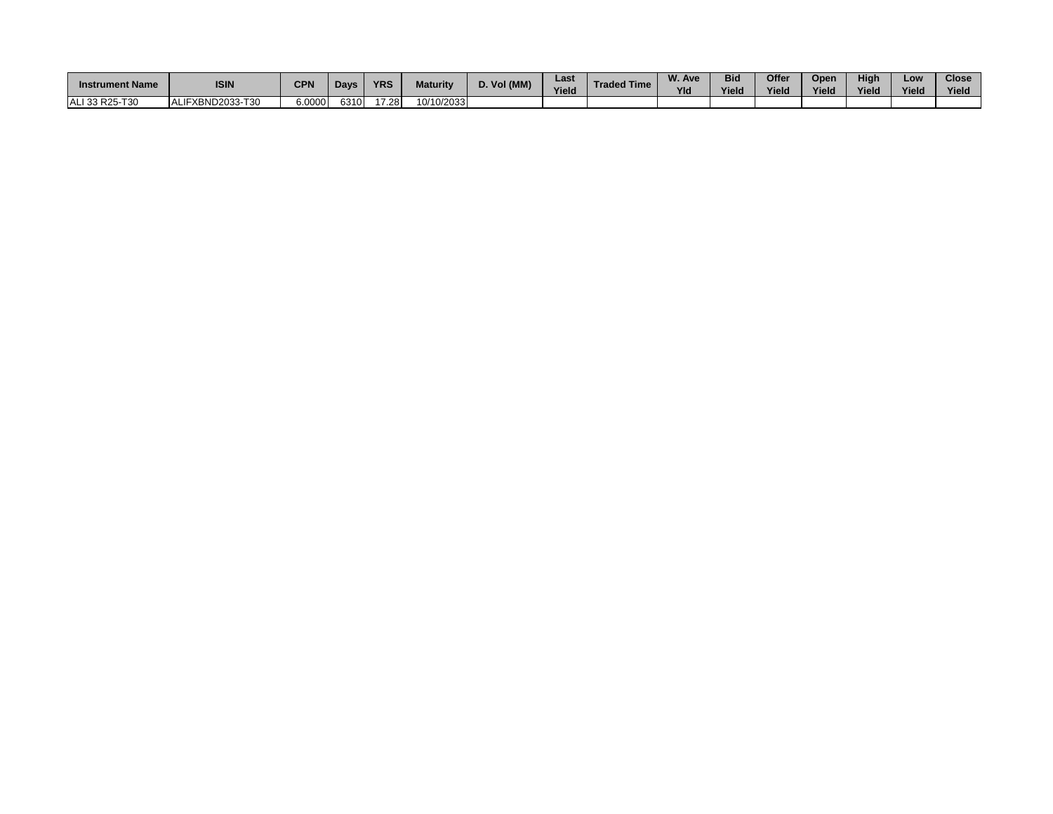| Instrument Name | ISIN | CPN | Days | YRS | Maturity | D. Vol (MM) | Last Yield | Traded Time | W. Ave Yld | Bid Yield | Offer Yield | Open Yield | High Yield | Low Yield | Close Yield |
|---|---|---|---|---|---|---|---|---|---|---|---|---|---|---|---|
| ALI 33 R25-T30 | ALIFXBND2033-T30 | 6.0000 | 6310 | 17.28 | 10/10/2033 | | | | | | | | | | |